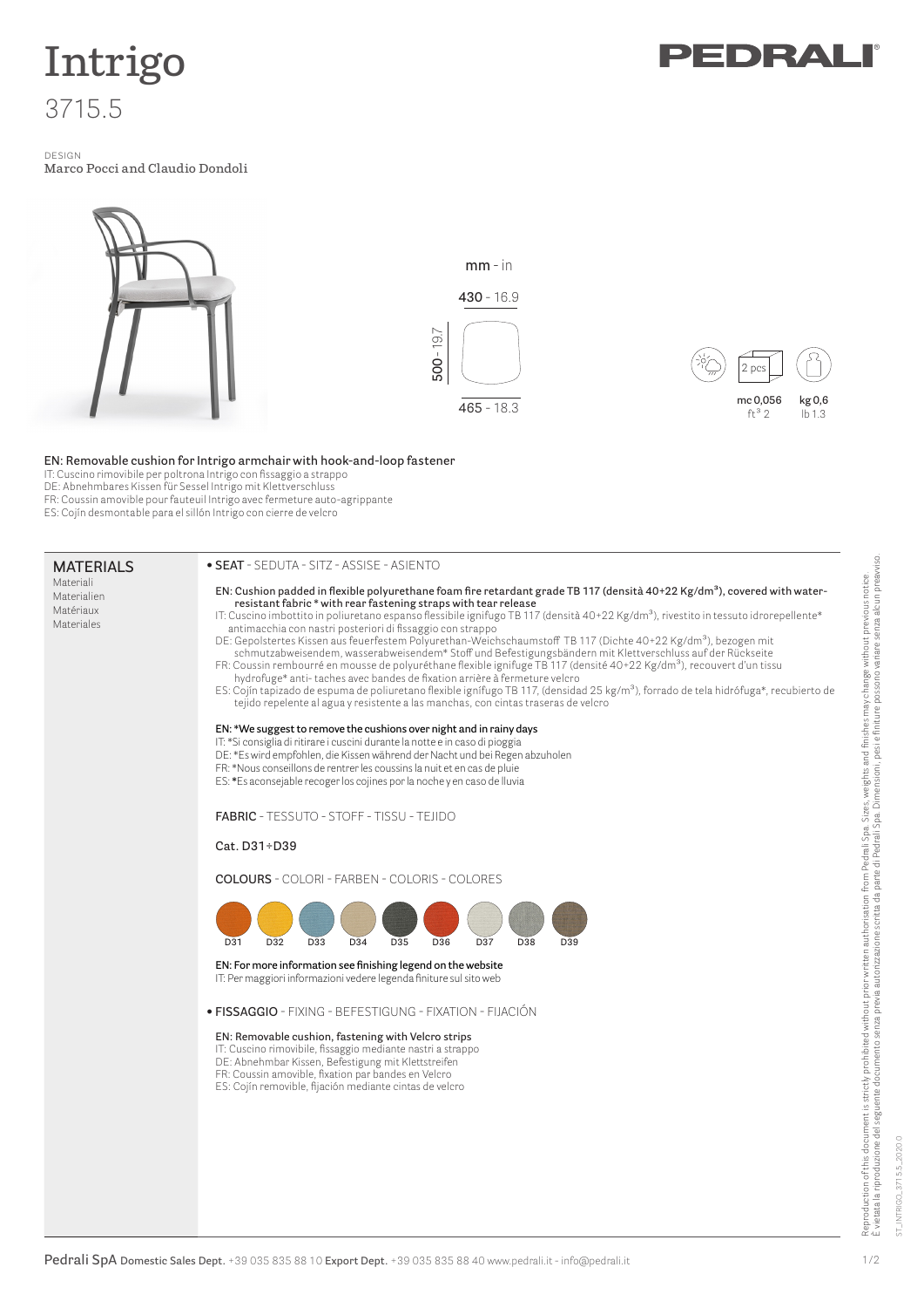# Intrigo

## 3715.5

DESIGN
Marco Pocci and Claudio Dondoli

PEDRALI

mm - in

430 - 16.9

500 - 19.7

465 - 18.3

2 pcs

mc 0,056 ft³ 2

kg 0,6 lb 1.3

**EN: Removable cushion for Intrigo armchair with hook-and-loop fastener**
IT: Cuscino rimovibile per poltrona Intrigo con fissaggio a strappo
DE: Abnehmbares Kissen für Sessel Intrigo mit Klettverschluss
FR: Coussin amovible pour fauteuil Intrigo avec fermeture auto-agrippante
ES: Cojín desmontable para el sillón Intrigo con cierre de velcro

## MATERIALS

Materiali
Materialien
Matériaux
Materiales

• **SEAT** - SEDUTA - SITZ - ASSISE - ASIENTO

**EN: Cushion padded in flexible polyurethane foam fire retardant grade TB 117 (densità 40÷22 Kg/dm³), covered with water-resistant fabric * with rear fastening straps with tear release**
IT: Cuscino imbottito in poliuretano espanso flessibile ignifugo TB 117 (densità 40÷22 Kg/dm³), rivestito in tessuto idrorepellente* antimacchia con nastri posteriori di fissaggio con strappo
DE: Gepolstertes Kissen aus feuerfestem Polyurethan-Weichschaumstoff TB 117 (Dichte 40÷22 Kg/dm³), bezogen mit schmutzabweisendem, wasserabweisendem* Stoff und Befestigungsbändern mit Klettverschluss auf der Rückseite
FR: Coussin rembourré en mousse de polyuréthane flexible ignifuge TB 117 (densité 40÷22 Kg/dm³), recouvert d'un tissu hydrofuge* anti- taches avec bandes de fixation arrière à fermeture velcro
ES: Cojín tapizado de espuma de poliuretano flexible ignífugo TB 117, (densidad 25 kg/m³), forrado de tela hidrófuga*, recubierto de tejido repelente al agua y resistente a las manchas, con cintas traseras de velcro

**EN: *We suggest to remove the cushions over night and in rainy days**
IT: *Si consiglia di ritirare i cuscini durante la notte e in caso di pioggia
DE: *Es wird empfohlen, die Kissen während der Nacht und bei Regen abzuholen
FR: *Nous conseillons de rentrer les coussins la nuit et en cas de pluie
ES: *Es aconsejable recoger los cojines por la noche y en caso de lluvia

**FABRIC** - TESSUTO - STOFF - TISSU - TEJIDO

Cat. D31÷D39

**COLOURS** - COLORI - FARBEN - COLORIS - COLORES

D31 D32 D33 D34 D35 D36 D37 D38 D39

**EN: For more information see finishing legend on the website**
IT: Per maggiori informazioni vedere legenda finiture sul sito web

• **FISSAGGIO** - FIXING - BEFESTIGUNG - FIXATION - FIJACIÓN

**EN: Removable cushion, fastening with Velcro strips**
IT: Cuscino rimovibile, fissaggio mediante nastri a strappo
DE: Abnehmbar Kissen, Befestigung mit Klettstreifen
FR: Coussin amovible, fixation par bandes en Velcro
ES: Cojín removible, fijación mediante cintas de velcro

Reproduction of this document is strictly prohibited without prior written authorisation from Pedrali Spa. Sizes, weights and finishes may change without previous notice.
È vietata la riproduzione del seguente documento senza previa autorizzazione scritta da parte di Pedrali Spa. Dimensioni, pesi e finiture possono variare senza alcun preavviso.

ST_INTRIGO_3715.5_2020.0

**Pedrali SpA** Domestic Sales Dept. +39 035 835 88 10 **Export Dept.** +39 035 835 88 40 www.pedrali.it - info@pedrali.it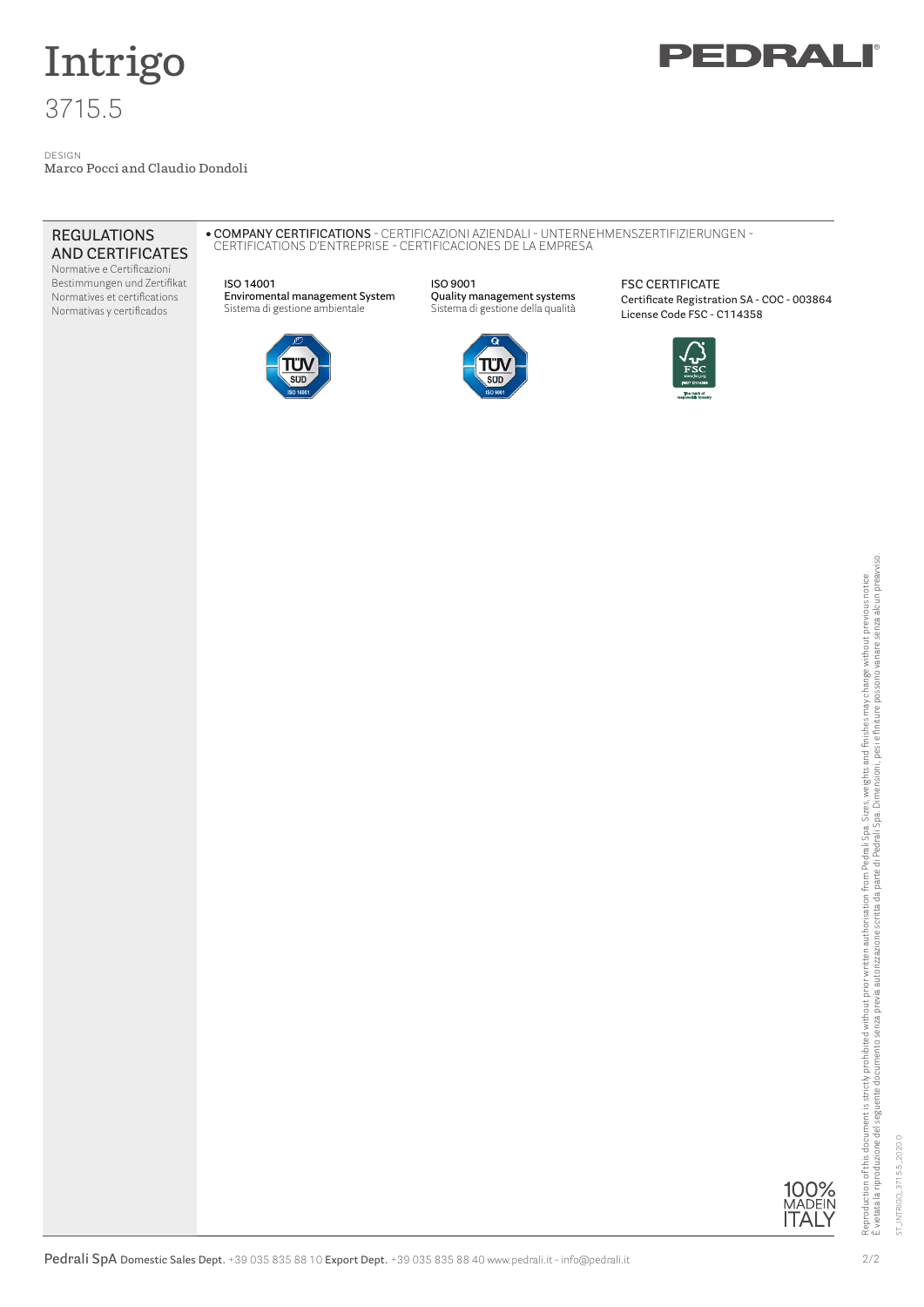# Intrigo

## 3715.5

DESIGN
Marco Pocci and Claudio Dondoli

## REGULATIONS AND CERTIFICATES

Normative e Certificazioni
Bestimmungen und Zertifikat
Normatives et certifications
Normativas y certificados

• **COMPANY CERTIFICATIONS** - CERTIFICAZIONI AZIENDALI - UNTERNEHMENSZERTIFIZIERUNGEN - CERTIFICATIONS D'ENTREPRISE - CERTIFICACIONES DE LA EMPRESA

**ISO 14001**
**Enviromental management System**
Sistema di gestione ambientale

**ISO 9001**
**Quality management systems**
Sistema di gestione della qualità

**FSC CERTIFICATE**
Certificate Registration SA - COC - 003864
License Code FSC - C114358

100% MADE IN ITALY

Reproduction of this document is strictly prohibited without prior written authorisation from Pedrali Spa. Sizes, weights and finishes may change without previous notice.
È vietata la riproduzione del seguente documento senza previa autorizzazione scritta da parte di Pedrali Spa. Dimensioni, pesi e finiture possono variare senza alcun preavviso.

ST_INTRIGO_3715.5_2020.0

**Pedrali SpA** **Domestic Sales Dept.** +39 035 835 88 10 **Export Dept.** +39 035 835 88 40 www.pedrali.it - info@pedrali.it